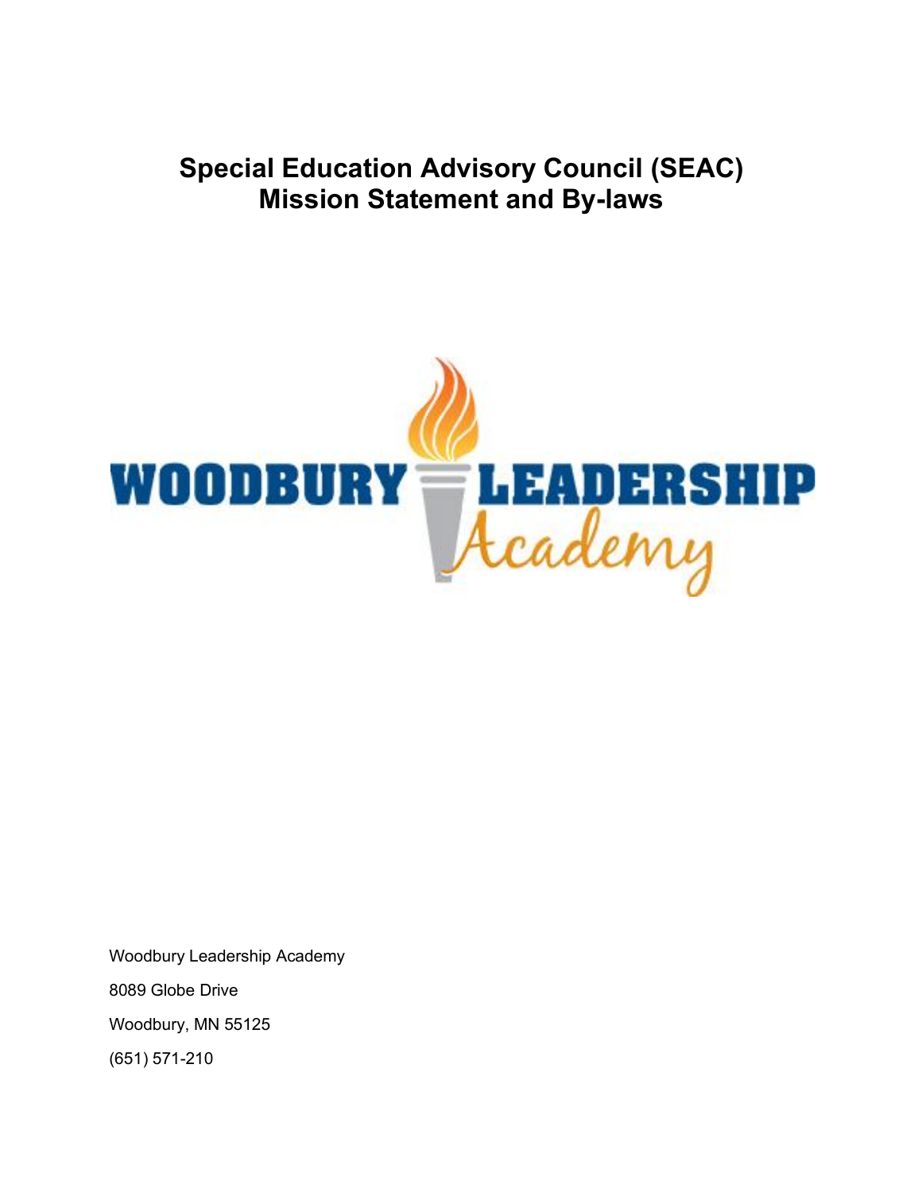# Special Education Advisory Council (SEAC) Mission Statement and By-laws

WOODBURY LEADERSHIP Academy

Woodbury Leadership Academy

8089 Globe Drive

Woodbury, MN 55125

(651) 571-210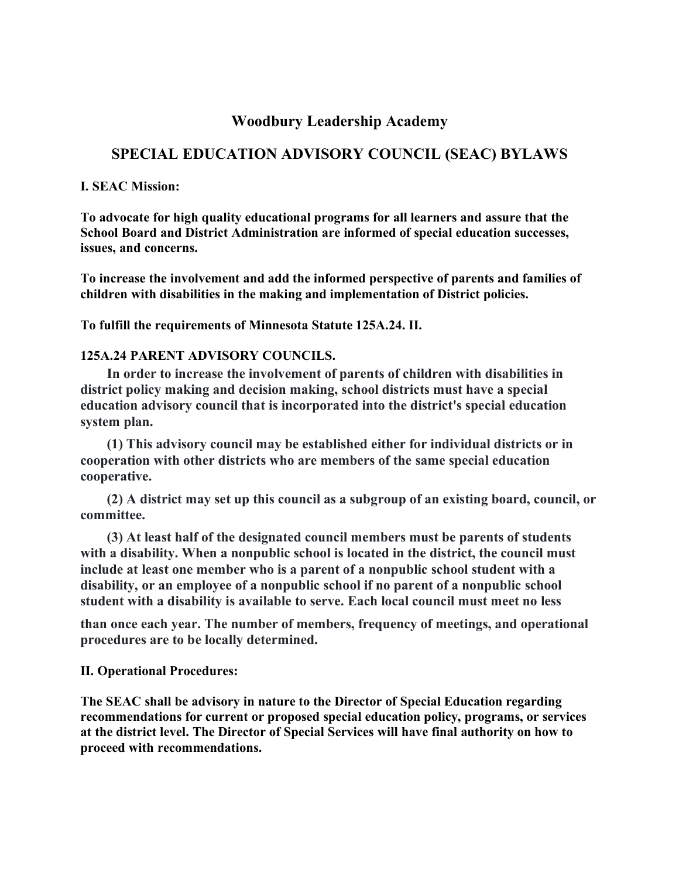# Woodbury Leadership Academy

## SPECIAL EDUCATION ADVISORY COUNCIL (SEAC) BYLAWS

**I. SEAC Mission:**

**To advocate for high quality educational programs for all learners and assure that the School Board and District Administration are informed of special education successes, issues, and concerns.**

**To increase the involvement and add the informed perspective of parents and families of children with disabilities in the making and implementation of District policies.**

**To fulfill the requirements of Minnesota Statute 125A.24. II.**

**125A.24 PARENT ADVISORY COUNCILS.**

**In order to increase the involvement of parents of children with disabilities in district policy making and decision making, school districts must have a special education advisory council that is incorporated into the district's special education system plan.**

**(1) This advisory council may be established either for individual districts or in cooperation with other districts who are members of the same special education cooperative.**

**(2) A district may set up this council as a subgroup of an existing board, council, or committee.**

**(3) At least half of the designated council members must be parents of students with a disability. When a nonpublic school is located in the district, the council must include at least one member who is a parent of a nonpublic school student with a disability, or an employee of a nonpublic school if no parent of a nonpublic school student with a disability is available to serve. Each local council must meet no less than once each year. The number of members, frequency of meetings, and operational procedures are to be locally determined.**

**II. Operational Procedures:**

**The SEAC shall be advisory in nature to the Director of Special Education regarding recommendations for current or proposed special education policy, programs, or services at the district level. The Director of Special Services will have final authority on how to proceed with recommendations.**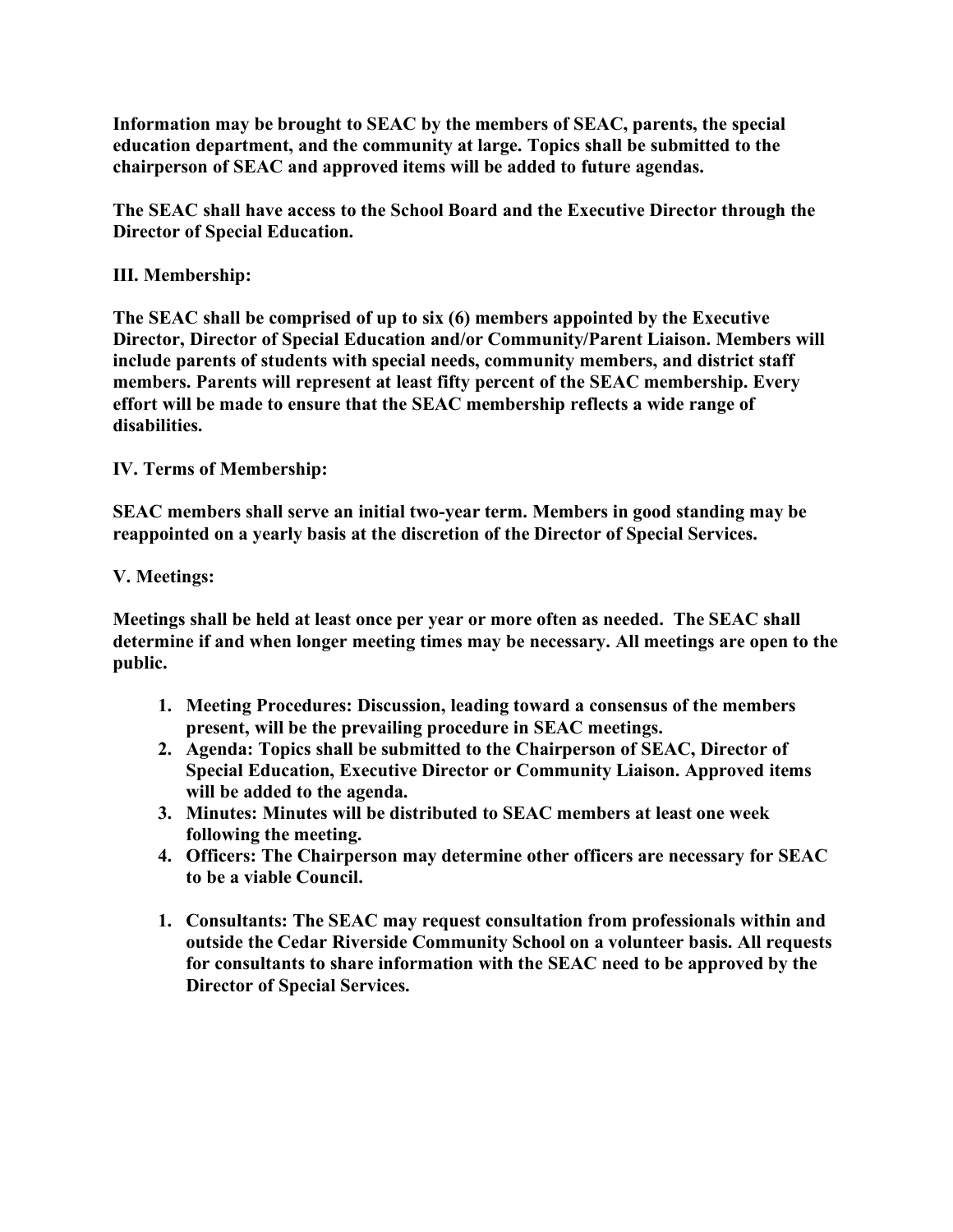**Information may be brought to SEAC by the members of SEAC, parents, the special education department, and the community at large. Topics shall be submitted to the chairperson of SEAC and approved items will be added to future agendas.**

**The SEAC shall have access to the School Board and the Executive Director through the Director of Special Education.**

## III. Membership:

**The SEAC shall be comprised of up to six (6) members appointed by the Executive Director, Director of Special Education and/or Community/Parent Liaison. Members will include parents of students with special needs, community members, and district staff members. Parents will represent at least fifty percent of the SEAC membership. Every effort will be made to ensure that the SEAC membership reflects a wide range of disabilities.**

## IV. Terms of Membership:

**SEAC members shall serve an initial two-year term. Members in good standing may be reappointed on a yearly basis at the discretion of the Director of Special Services.**

## V. Meetings:

**Meetings shall be held at least once per year or more often as needed. The SEAC shall determine if and when longer meeting times may be necessary. All meetings are open to the public.**

1. **Meeting Procedures: Discussion, leading toward a consensus of the members present, will be the prevailing procedure in SEAC meetings.**
2. **Agenda: Topics shall be submitted to the Chairperson of SEAC, Director of Special Education, Executive Director or Community Liaison. Approved items will be added to the agenda.**
3. **Minutes: Minutes will be distributed to SEAC members at least one week following the meeting.**
4. **Officers: The Chairperson may determine other officers are necessary for SEAC to be a viable Council.**

1. **Consultants: The SEAC may request consultation from professionals within and outside the Cedar Riverside Community School on a volunteer basis. All requests for consultants to share information with the SEAC need to be approved by the Director of Special Services.**